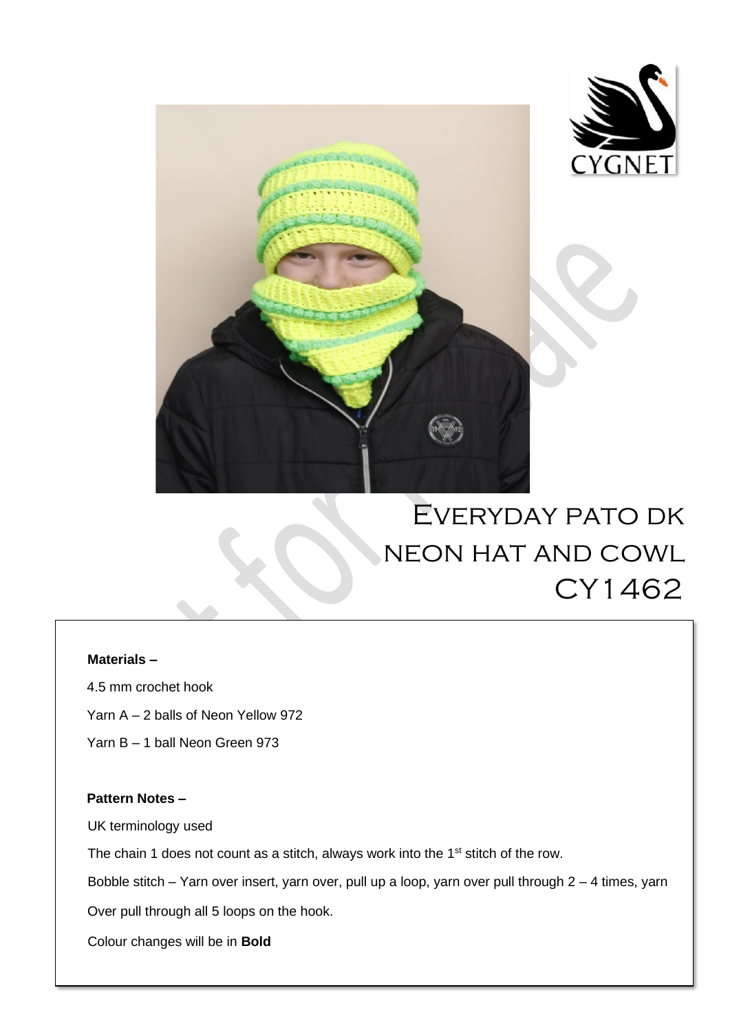# Everyday pato dk neon hat and cowl CY1462

**Materials –**

4.5 mm crochet hook

Yarn A – 2 balls of Neon Yellow 972

Yarn B – 1 ball Neon Green 973

**Pattern Notes –**

UK terminology used

The chain 1 does not count as a stitch, always work into the 1st stitch of the row.

Bobble stitch – Yarn over insert, yarn over, pull up a loop, yarn over pull through 2 – 4 times, yarn Over pull through all 5 loops on the hook.

Colour changes will be in **Bold**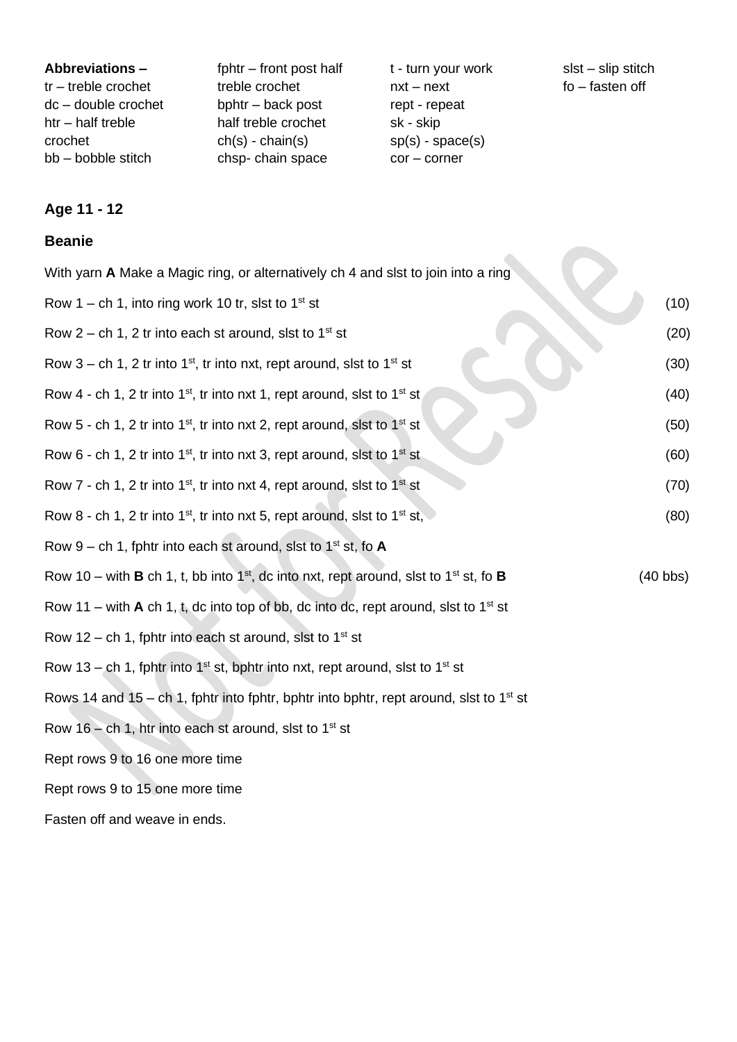**Abbreviations –**
tr – treble crochet
dc – double crochet
htr – half treble crochet
bb – bobble stitch
fphtr – front post half treble crochet
bphtr – back post half treble crochet
ch(s) - chain(s)
chsp- chain space
t - turn your work
nxt – next
rept - repeat
sk - skip
sp(s) - space(s)
cor – corner
slst – slip stitch
fo – fasten off

### Age 11 - 12

### Beanie

With yarn **A** Make a Magic ring, or alternatively ch 4 and slst to join into a ring

Row 1 – ch 1, into ring work 10 tr, slst to 1st st (10)

Row 2 – ch 1, 2 tr into each st around, slst to 1st st (20)

Row 3 – ch 1, 2 tr into 1st, tr into nxt, rept around, slst to 1st st (30)

Row 4 - ch 1, 2 tr into 1st, tr into nxt 1, rept around, slst to 1st st (40)

Row 5 - ch 1, 2 tr into 1st, tr into nxt 2, rept around, slst to 1st st (50)

Row 6 - ch 1, 2 tr into 1st, tr into nxt 3, rept around, slst to 1st st (60)

Row 7 - ch 1, 2 tr into 1st, tr into nxt 4, rept around, slst to 1st st (70)

Row 8 - ch 1, 2 tr into 1st, tr into nxt 5, rept around, slst to 1st st, (80)

Row 9 – ch 1, fphtr into each st around, slst to 1st st, fo **A**

Row 10 – with **B** ch 1, t, bb into 1st, dc into nxt, rept around, slst to 1st st, fo **B** (40 bbs)

Row 11 – with **A** ch 1, t, dc into top of bb, dc into dc, rept around, slst to 1st st

Row 12 – ch 1, fphtr into each st around, slst to 1st st

Row 13 – ch 1, fphtr into 1st st, bphtr into nxt, rept around, slst to 1st st

Rows 14 and 15 – ch 1, fphtr into fphtr, bphtr into bphtr, rept around, slst to 1st st

Row 16 – ch 1, htr into each st around, slst to 1st st

Rept rows 9 to 16 one more time

Rept rows 9 to 15 one more time

Fasten off and weave in ends.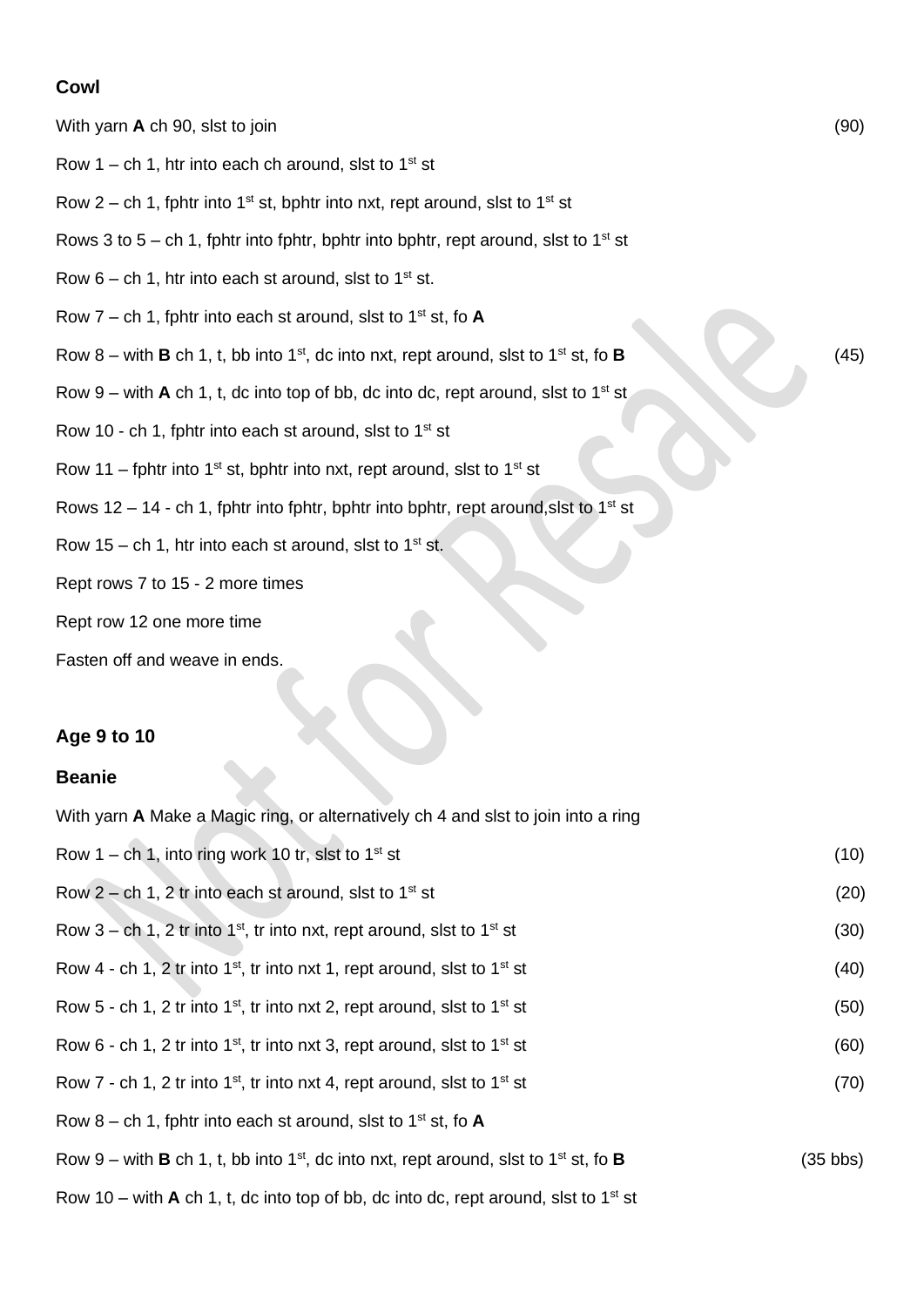**Cowl**

With yarn **A** ch 90, slst to join (90)

Row 1 – ch 1, htr into each ch around, slst to 1st st

Row 2 – ch 1, fphtr into 1st st, bphtr into nxt, rept around, slst to 1st st

Rows 3 to 5 – ch 1, fphtr into fphtr, bphtr into bphtr, rept around, slst to 1st st

Row 6 – ch 1, htr into each st around, slst to 1st st.

Row 7 – ch 1, fphtr into each st around, slst to 1st st, fo **A**

Row 8 – with **B** ch 1, t, bb into 1st, dc into nxt, rept around, slst to 1st st, fo **B** (45)

Row 9 – with **A** ch 1, t, dc into top of bb, dc into dc, rept around, slst to 1st st

Row 10 - ch 1, fphtr into each st around, slst to 1st st

Row 11 – fphtr into 1st st, bphtr into nxt, rept around, slst to 1st st

Rows 12 – 14 - ch 1, fphtr into fphtr, bphtr into bphtr, rept around,slst to 1st st

Row 15 – ch 1, htr into each st around, slst to 1st st.

Rept rows 7 to 15 - 2 more times

Rept row 12 one more time

Fasten off and weave in ends.

**Age 9 to 10**

**Beanie**

With yarn **A** Make a Magic ring, or alternatively ch 4 and slst to join into a ring

Row 1 – ch 1, into ring work 10 tr, slst to 1st st (10)

Row 2 – ch 1, 2 tr into each st around, slst to 1st st (20)

Row 3 – ch 1, 2 tr into 1st, tr into nxt, rept around, slst to 1st st (30)

Row 4 - ch 1, 2 tr into 1st, tr into nxt 1, rept around, slst to 1st st (40)

Row 5 - ch 1, 2 tr into 1st, tr into nxt 2, rept around, slst to 1st st (50)

Row 6 - ch 1, 2 tr into 1st, tr into nxt 3, rept around, slst to 1st st (60)

Row 7 - ch 1, 2 tr into 1st, tr into nxt 4, rept around, slst to 1st st (70)

Row 8 – ch 1, fphtr into each st around, slst to 1st st, fo **A**

Row 9 – with **B** ch 1, t, bb into 1st, dc into nxt, rept around, slst to 1st st, fo **B** (35 bbs)

Row 10 – with **A** ch 1, t, dc into top of bb, dc into dc, rept around, slst to 1st st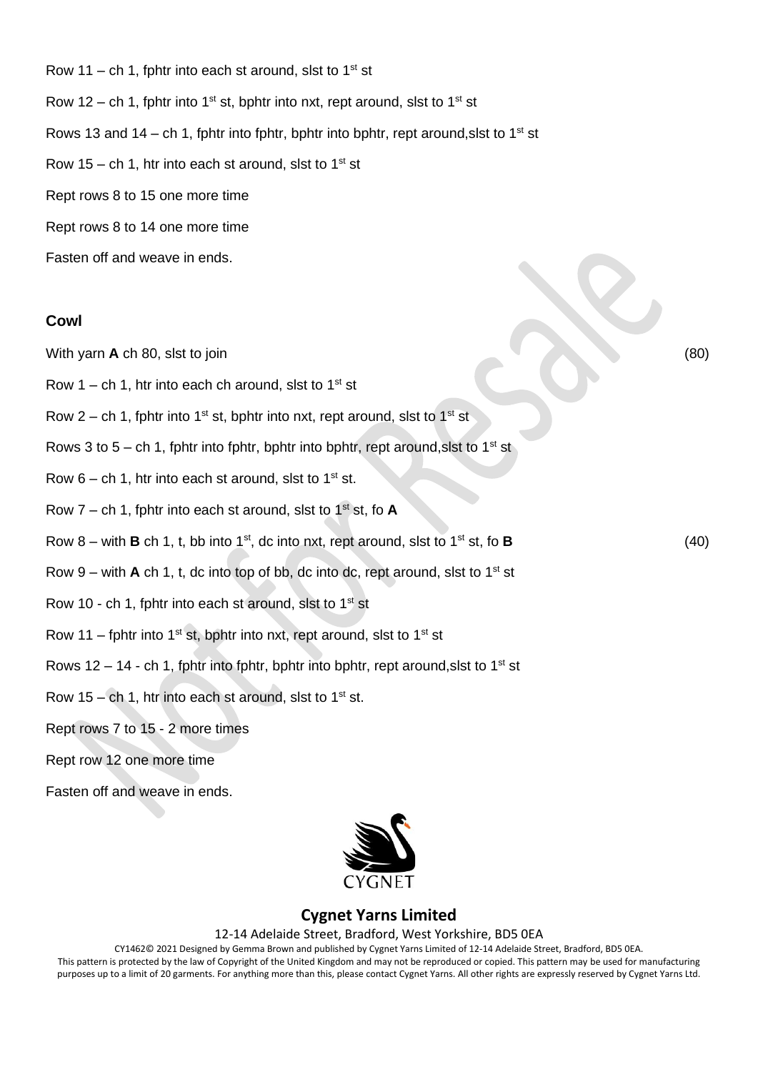Row 11 – ch 1, fphtr into each st around, slst to 1st st

Row 12 – ch 1, fphtr into 1st st, bphtr into nxt, rept around, slst to 1st st

Rows 13 and 14 – ch 1, fphtr into fphtr, bphtr into bphtr, rept around,slst to 1st st

Row 15 – ch 1, htr into each st around, slst to 1st st

Rept rows 8 to 15 one more time

Rept rows 8 to 14 one more time

Fasten off and weave in ends.

**Cowl**

With yarn **A** ch 80, slst to join (80)

Row 1 – ch 1, htr into each ch around, slst to 1st st

Row 2 – ch 1, fphtr into 1st st, bphtr into nxt, rept around, slst to 1st st

Rows 3 to 5 – ch 1, fphtr into fphtr, bphtr into bphtr, rept around,slst to 1st st

Row 6 – ch 1, htr into each st around, slst to 1st st.

Row 7 – ch 1, fphtr into each st around, slst to 1st st, fo **A**

Row 8 – with **B** ch 1, t, bb into 1st, dc into nxt, rept around, slst to 1st st, fo **B** (40)

Row 9 – with **A** ch 1, t, dc into top of bb, dc into dc, rept around, slst to 1st st

Row 10 - ch 1, fphtr into each st around, slst to 1st st

Row 11 – fphtr into 1st st, bphtr into nxt, rept around, slst to 1st st

Rows 12 – 14 - ch 1, fphtr into fphtr, bphtr into bphtr, rept around,slst to 1st st

Row 15 – ch 1, htr into each st around, slst to 1st st.

Rept rows 7 to 15 - 2 more times

Rept row 12 one more time

Fasten off and weave in ends.

**Cygnet Yarns Limited**

12-14 Adelaide Street, Bradford, West Yorkshire, BD5 0EA

CY1462© 2021 Designed by Gemma Brown and published by Cygnet Yarns Limited of 12-14 Adelaide Street, Bradford, BD5 0EA. This pattern is protected by the law of Copyright of the United Kingdom and may not be reproduced or copied. This pattern may be used for manufacturing purposes up to a limit of 20 garments. For anything more than this, please contact Cygnet Yarns. All other rights are expressly reserved by Cygnet Yarns Ltd.